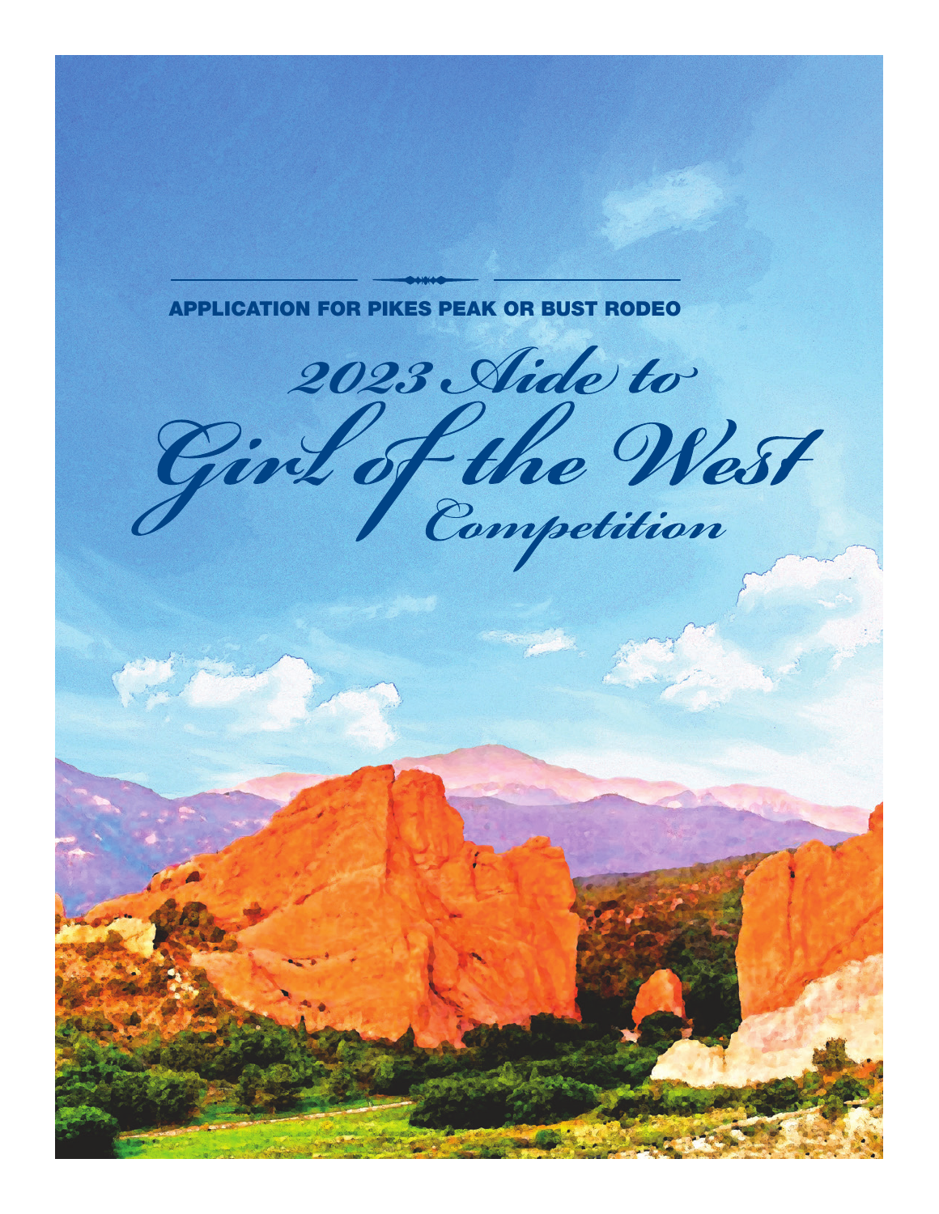APPLICATION FOR PIKES PEAK OR BUST RODEO

# 2023 Aide to Girl of the West Competition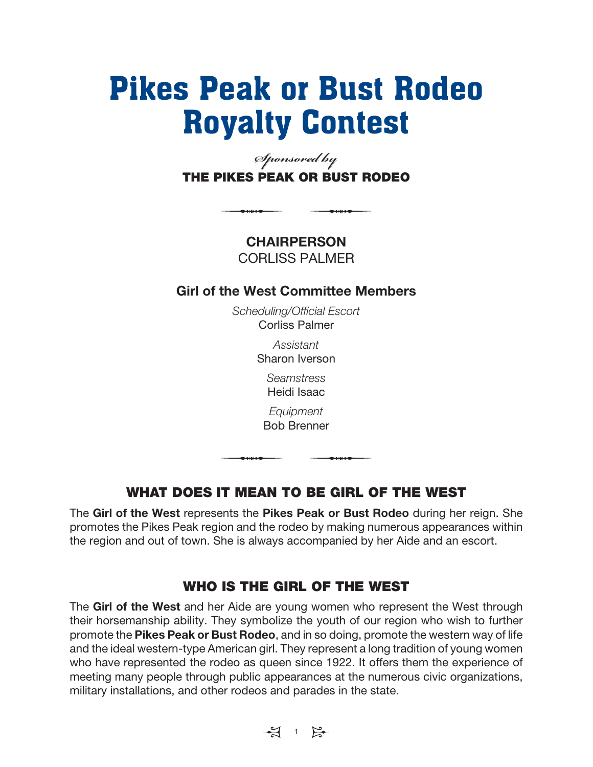# Pikes Peak or Bust Rodeo Royalty Contest

*Sponsored by*
**THE PIKES PEAK OR BUST RODEO**

**CHAIRPERSON**
CORLISS PALMER

### Girl of the West Committee Members

*Scheduling/Official Escort*
Corliss Palmer

*Assistant*
Sharon Iverson

*Seamstress*
Heidi Isaac

*Equipment*
Bob Brenner

## WHAT DOES IT MEAN TO BE GIRL OF THE WEST

The **Girl of the West** represents the **Pikes Peak or Bust Rodeo** during her reign. She promotes the Pikes Peak region and the rodeo by making numerous appearances within the region and out of town. She is always accompanied by her Aide and an escort.

## WHO IS THE GIRL OF THE WEST

The **Girl of the West** and her Aide are young women who represent the West through their horsemanship ability. They symbolize the youth of our region who wish to further promote the **Pikes Peak or Bust Rodeo**, and in so doing, promote the western way of life and the ideal western-type American girl. They represent a long tradition of young women who have represented the rodeo as queen since 1922. It offers them the experience of meeting many people through public appearances at the numerous civic organizations, military installations, and other rodeos and parades in the state.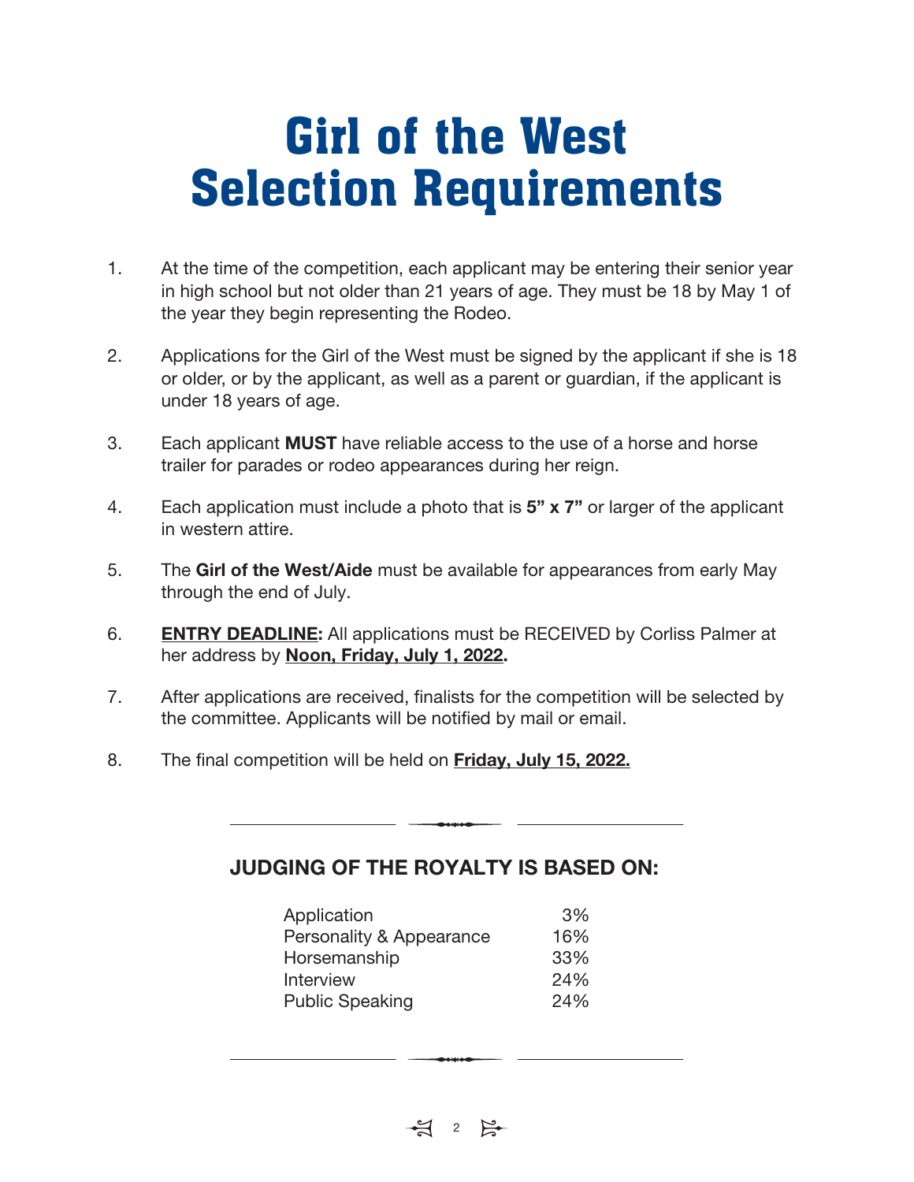# Girl of the West Selection Requirements

1. At the time of the competition, each applicant may be entering their senior year in high school but not older than 21 years of age. They must be 18 by May 1 of the year they begin representing the Rodeo.

2. Applications for the Girl of the West must be signed by the applicant if she is 18 or older, or by the applicant, as well as a parent or guardian, if the applicant is under 18 years of age.

3. Each applicant **MUST** have reliable access to the use of a horse and horse trailer for parades or rodeo appearances during her reign.

4. Each application must include a photo that is **5" x 7"** or larger of the applicant in western attire.

5. The **Girl of the West/Aide** must be available for appearances from early May through the end of July.

6. **ENTRY DEADLINE:** All applications must be RECEIVED by Corliss Palmer at her address by **Noon, Friday, July 1, 2022.**

7. After applications are received, finalists for the competition will be selected by the committee. Applicants will be notified by mail or email.

8. The final competition will be held on **Friday, July 15, 2022.**

## JUDGING OF THE ROYALTY IS BASED ON:

| | |
|---|---:|
| Application | 3% |
| Personality & Appearance | 16% |
| Horsemanship | 33% |
| Interview | 24% |
| Public Speaking | 24% |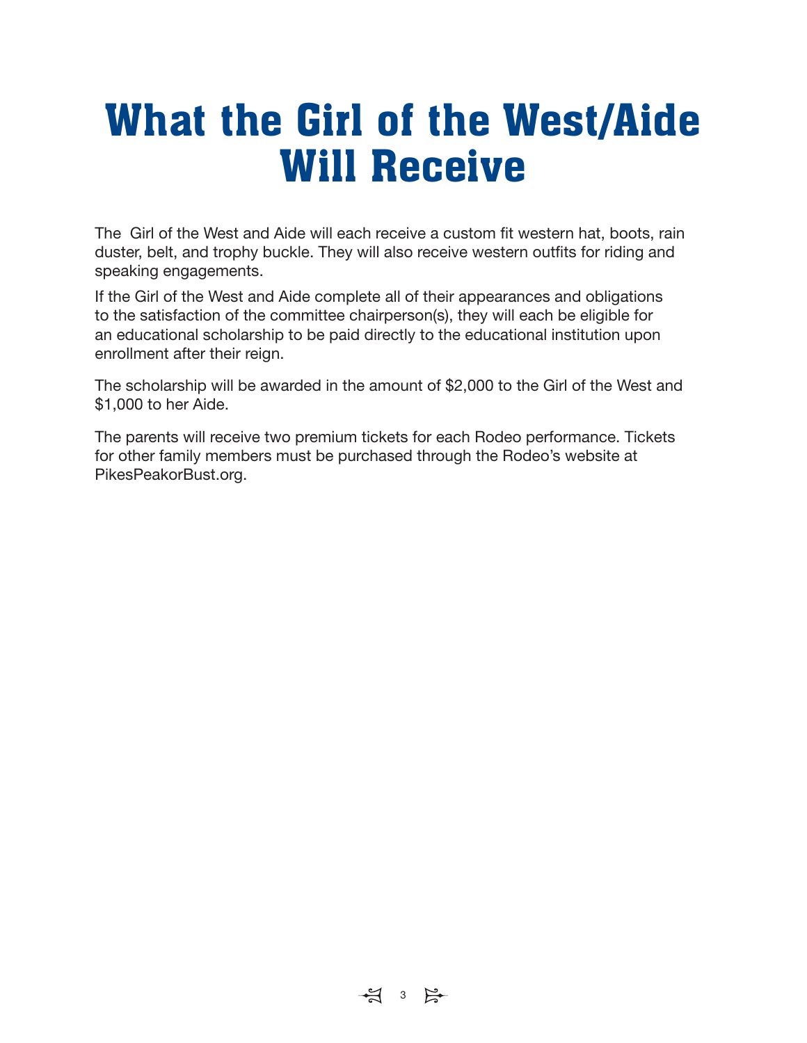# What the Girl of the West/Aide Will Receive

The Girl of the West and Aide will each receive a custom fit western hat, boots, rain duster, belt, and trophy buckle. They will also receive western outfits for riding and speaking engagements.

If the Girl of the West and Aide complete all of their appearances and obligations to the satisfaction of the committee chairperson(s), they will each be eligible for an educational scholarship to be paid directly to the educational institution upon enrollment after their reign.

The scholarship will be awarded in the amount of $2,000 to the Girl of the West and $1,000 to her Aide.

The parents will receive two premium tickets for each Rodeo performance. Tickets for other family members must be purchased through the Rodeo's website at PikesPeakorBust.org.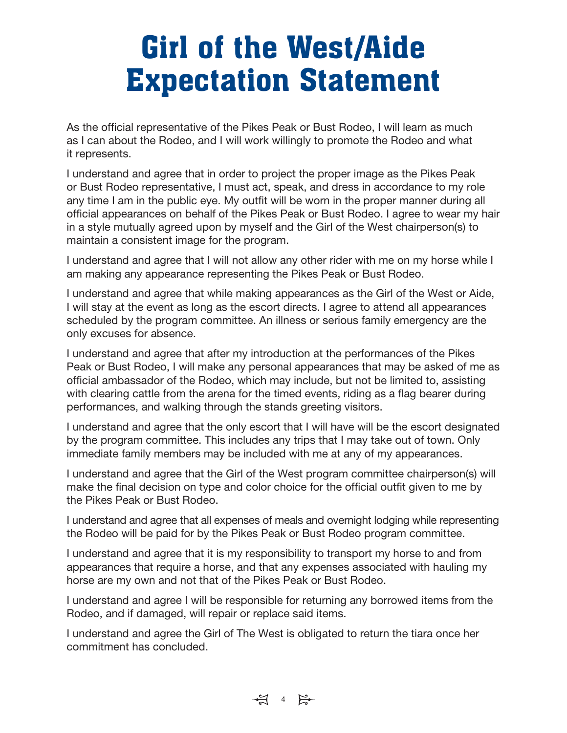# Girl of the West/Aide Expectation Statement

As the official representative of the Pikes Peak or Bust Rodeo, I will learn as much as I can about the Rodeo, and I will work willingly to promote the Rodeo and what it represents.

I understand and agree that in order to project the proper image as the Pikes Peak or Bust Rodeo representative, I must act, speak, and dress in accordance to my role any time I am in the public eye. My outfit will be worn in the proper manner during all official appearances on behalf of the Pikes Peak or Bust Rodeo. I agree to wear my hair in a style mutually agreed upon by myself and the Girl of the West chairperson(s) to maintain a consistent image for the program.

I understand and agree that I will not allow any other rider with me on my horse while I am making any appearance representing the Pikes Peak or Bust Rodeo.

I understand and agree that while making appearances as the Girl of the West or Aide, I will stay at the event as long as the escort directs. I agree to attend all appearances scheduled by the program committee. An illness or serious family emergency are the only excuses for absence.

I understand and agree that after my introduction at the performances of the Pikes Peak or Bust Rodeo, I will make any personal appearances that may be asked of me as official ambassador of the Rodeo, which may include, but not be limited to, assisting with clearing cattle from the arena for the timed events, riding as a flag bearer during performances, and walking through the stands greeting visitors.

I understand and agree that the only escort that I will have will be the escort designated by the program committee. This includes any trips that I may take out of town. Only immediate family members may be included with me at any of my appearances.

I understand and agree that the Girl of the West program committee chairperson(s) will make the final decision on type and color choice for the official outfit given to me by the Pikes Peak or Bust Rodeo.

I understand and agree that all expenses of meals and overnight lodging while representing the Rodeo will be paid for by the Pikes Peak or Bust Rodeo program committee.

I understand and agree that it is my responsibility to transport my horse to and from appearances that require a horse, and that any expenses associated with hauling my horse are my own and not that of the Pikes Peak or Bust Rodeo.

I understand and agree I will be responsible for returning any borrowed items from the Rodeo, and if damaged, will repair or replace said items.

I understand and agree the Girl of The West is obligated to return the tiara once her commitment has concluded.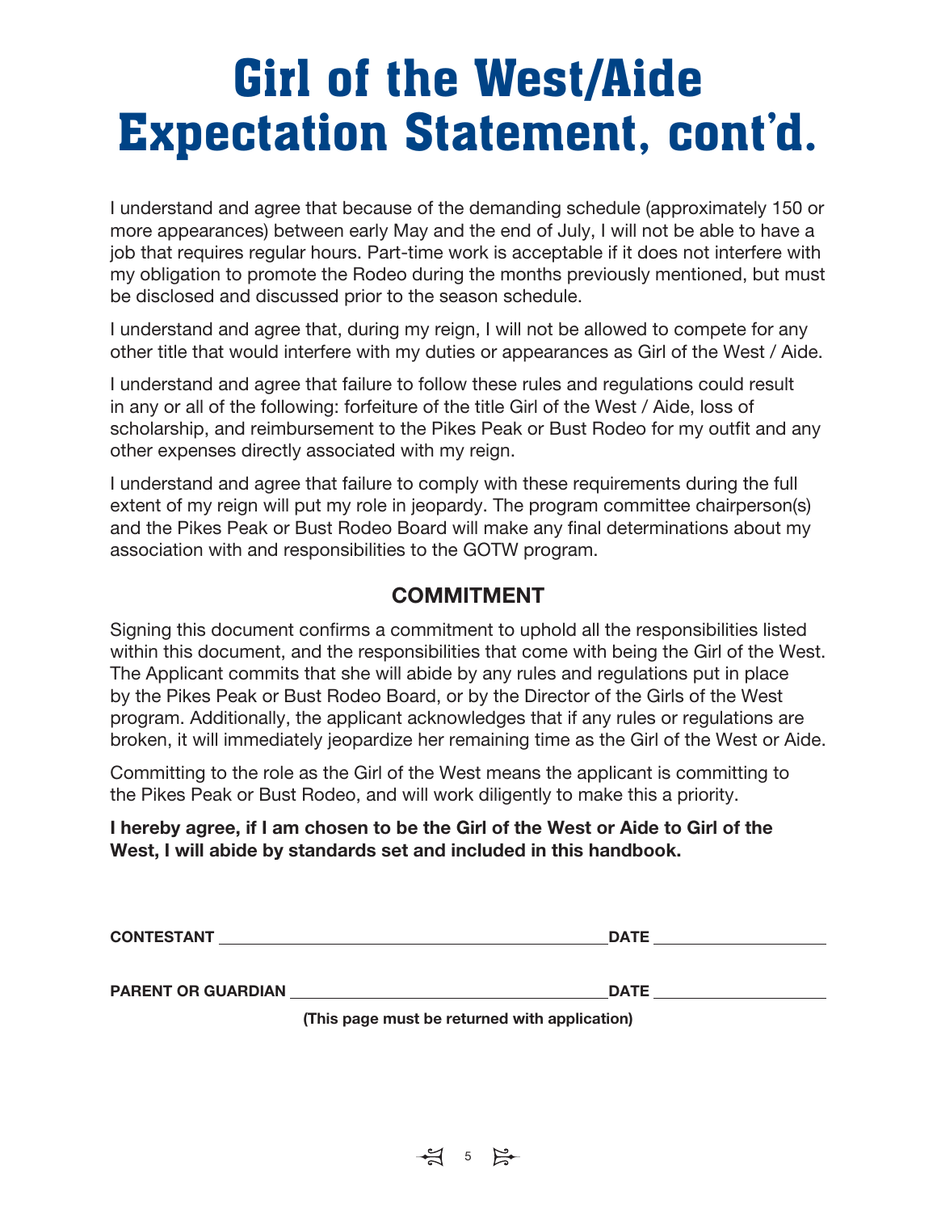# Girl of the West/Aide Expectation Statement, cont'd.

I understand and agree that because of the demanding schedule (approximately 150 or more appearances) between early May and the end of July, I will not be able to have a job that requires regular hours. Part-time work is acceptable if it does not interfere with my obligation to promote the Rodeo during the months previously mentioned, but must be disclosed and discussed prior to the season schedule.

I understand and agree that, during my reign, I will not be allowed to compete for any other title that would interfere with my duties or appearances as Girl of the West / Aide.

I understand and agree that failure to follow these rules and regulations could result in any or all of the following: forfeiture of the title Girl of the West / Aide, loss of scholarship, and reimbursement to the Pikes Peak or Bust Rodeo for my outfit and any other expenses directly associated with my reign.

I understand and agree that failure to comply with these requirements during the full extent of my reign will put my role in jeopardy. The program committee chairperson(s) and the Pikes Peak or Bust Rodeo Board will make any final determinations about my association with and responsibilities to the GOTW program.

## COMMITMENT

Signing this document confirms a commitment to uphold all the responsibilities listed within this document, and the responsibilities that come with being the Girl of the West. The Applicant commits that she will abide by any rules and regulations put in place by the Pikes Peak or Bust Rodeo Board, or by the Director of the Girls of the West program. Additionally, the applicant acknowledges that if any rules or regulations are broken, it will immediately jeopardize her remaining time as the Girl of the West or Aide.

Committing to the role as the Girl of the West means the applicant is committing to the Pikes Peak or Bust Rodeo, and will work diligently to make this a priority.

**I hereby agree, if I am chosen to be the Girl of the West or Aide to Girl of the West, I will abide by standards set and included in this handbook.**

**CONTESTANT** ______________________________ **DATE** ______________

**PARENT OR GUARDIAN** ______________________________ **DATE** ______________

**(This page must be returned with application)**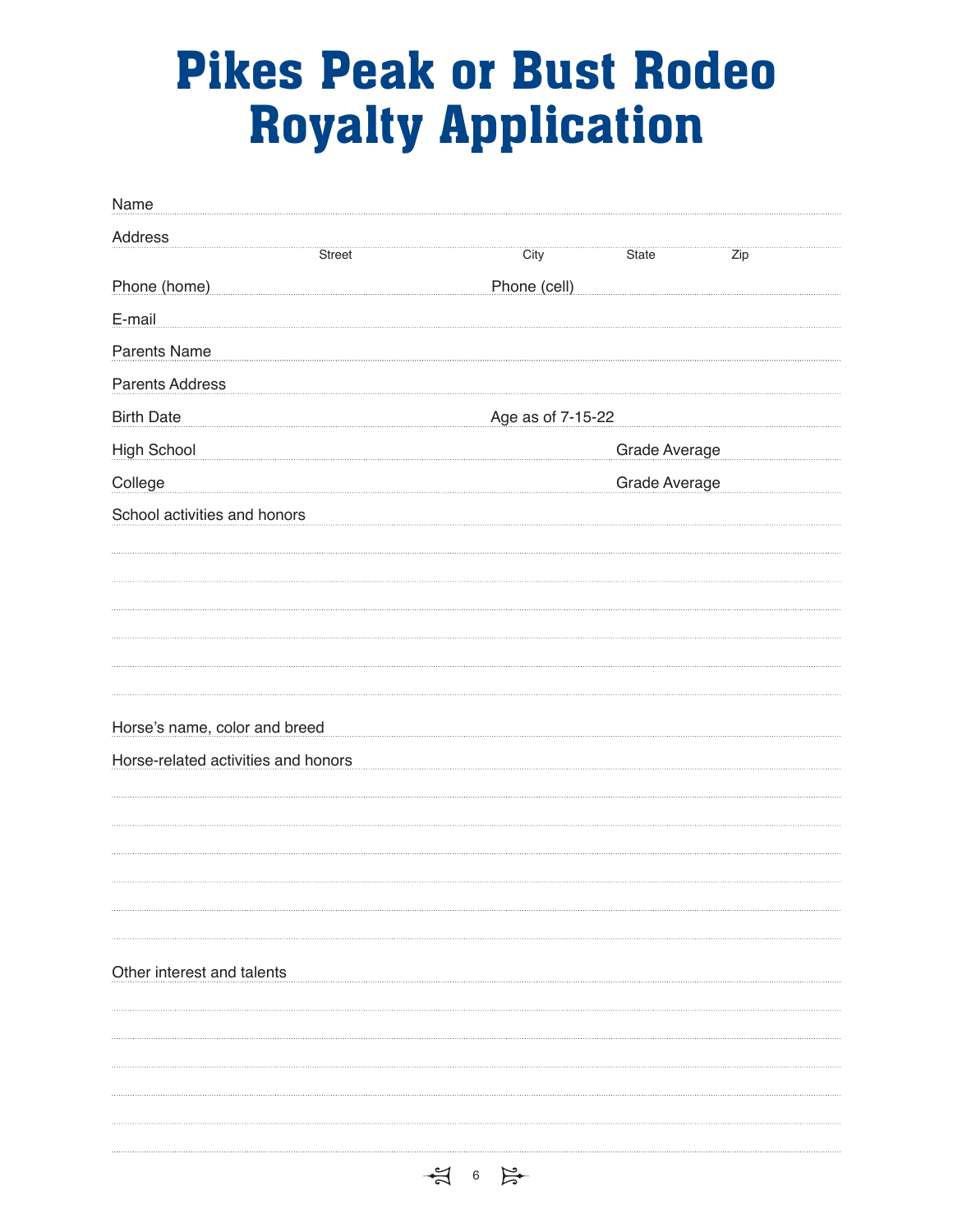# Pikes Peak or Bust Rodeo Royalty Application

Name ..............................................................................................................................................

Address ..........................................................................................................................................

Street City State Zip

Phone (home) .................................................... Phone (cell) ....................................................

E-mail ..............................................................................................................................................

Parents Name ..................................................................................................................................

Parents Address ..............................................................................................................................

Birth Date .......................................................... Age as of 7-15-22 ..............................................

High School .............................................................................. Grade Average ..............................

College .................................................................................... Grade Average ..............................

School activities and honors ...........................................................................................................

..........................................................................................................................................................

..........................................................................................................................................................

..........................................................................................................................................................

..........................................................................................................................................................

..........................................................................................................................................................

..........................................................................................................................................................

Horse's name, color and breed .......................................................................................................

Horse-related activities and honors ................................................................................................

..........................................................................................................................................................

..........................................................................................................................................................

..........................................................................................................................................................

..........................................................................................................................................................

..........................................................................................................................................................

..........................................................................................................................................................

Other interest and talents ...............................................................................................................

..........................................................................................................................................................

..........................................................................................................................................................

..........................................................................................................................................................

..........................................................................................................................................................

..........................................................................................................................................................

..........................................................................................................................................................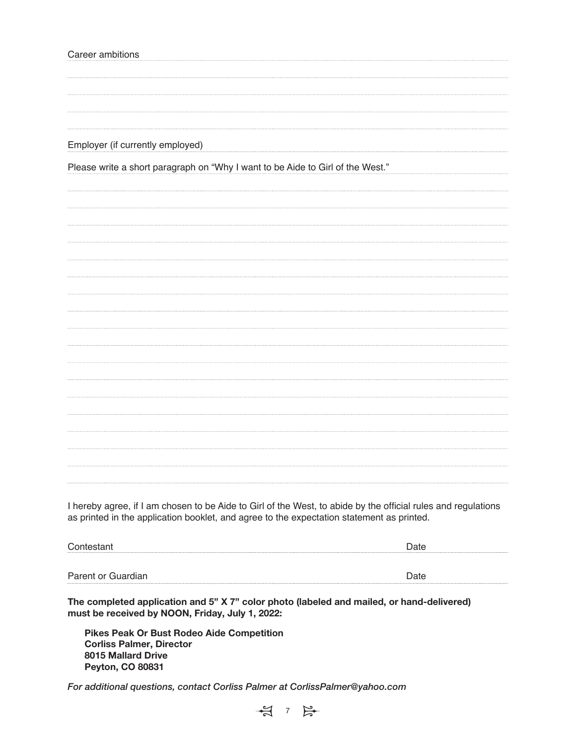Career ambitions

Employer (if currently employed)

Please write a short paragraph on "Why I want to be Aide to Girl of the West."

I hereby agree, if I am chosen to be Aide to Girl of the West, to abide by the official rules and regulations as printed in the application booklet, and agree to the expectation statement as printed.

Contestant  Date

Parent or Guardian  Date

**The completed application and 5" X 7" color photo (labeled and mailed, or hand-delivered) must be received by NOON, Friday, July 1, 2022:**

**Pikes Peak Or Bust Rodeo Aide Competition**
**Corliss Palmer, Director**
**8015 Mallard Drive**
**Peyton, CO 80831**

*For additional questions, contact Corliss Palmer at CorlissPalmer@yahoo.com*